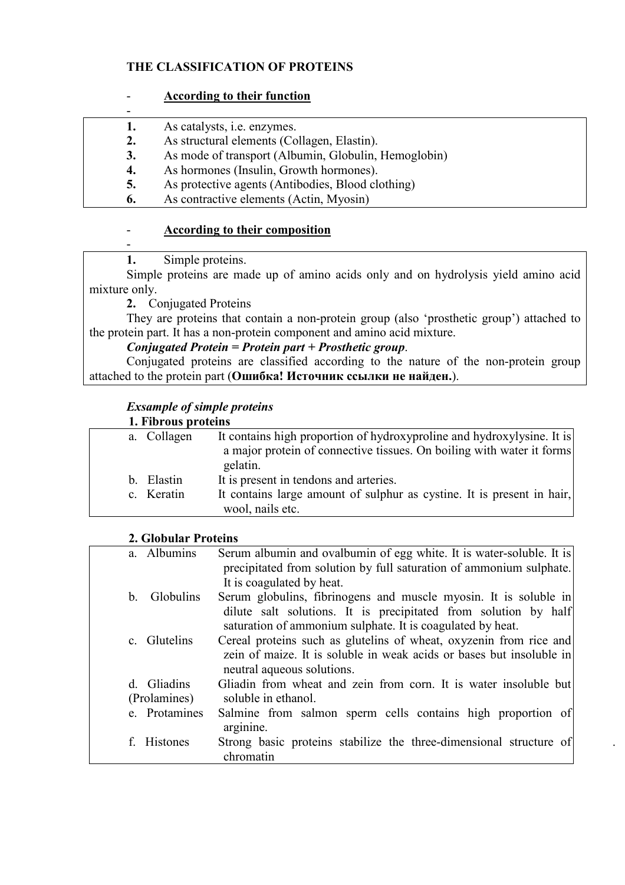**THE CLASSIFICATION OF PROTEINS**

- **<u>According to their function</u>**
-

1. As catalysts, i.e. enzymes.
2. As structural elements (Collagen, Elastin).
3. As mode of transport (Albumin, Globulin, Hemoglobin)
4. As hormones (Insulin, Growth hormones).
5. As protective agents (Antibodies, Blood clothing)
6. As contractive elements (Actin, Myosin)

- **<u>According to their composition</u>**
-

**1.** Simple proteins.

Simple proteins are made up of amino acids only and on hydrolysis yield amino acid mixture only.

**2.** Conjugated Proteins

They are proteins that contain a non-protein group (also 'prosthetic group') attached to the protein part. It has a non-protein component and amino acid mixture.

***Conjugated Protein = Protein part + Prosthetic group***.

Conjugated proteins are classified according to the nature of the non-protein group attached to the protein part (**Ошибка! Источник ссылки не найден.**).

***Exsample of simple proteins***

**1. Fibrous proteins**

| | |
|---|---|
| a. Collagen | It contains high proportion of hydroxyproline and hydroxylysine. It is a major protein of connective tissues. On boiling with water it forms gelatin. |
| b. Elastin | It is present in tendons and arteries. |
| c. Keratin | It contains large amount of sulphur as cystine. It is present in hair, wool, nails etc. |

**2. Globular Proteins**

| | |
|---|---|
| a. Albumins | Serum albumin and ovalbumin of egg white. It is water-soluble. It is precipitated from solution by full saturation of ammonium sulphate. It is coagulated by heat. |
| b. Globulins | Serum globulins, fibrinogens and muscle myosin. It is soluble in dilute salt solutions. It is precipitated from solution by half saturation of ammonium sulphate. It is coagulated by heat. |
| c. Glutelins | Cereal proteins such as glutelins of wheat, oxyzenin from rice and zein of maize. It is soluble in weak acids or bases but insoluble in neutral aqueous solutions. |
| d. Gliadins (Prolamines) | Gliadin from wheat and zein from corn. It is water insoluble but soluble in ethanol. |
| e. Protamines | Salmine from salmon sperm cells contains high proportion of arginine. |
| f. Histones | Strong basic proteins stabilize the three-dimensional structure of chromatin |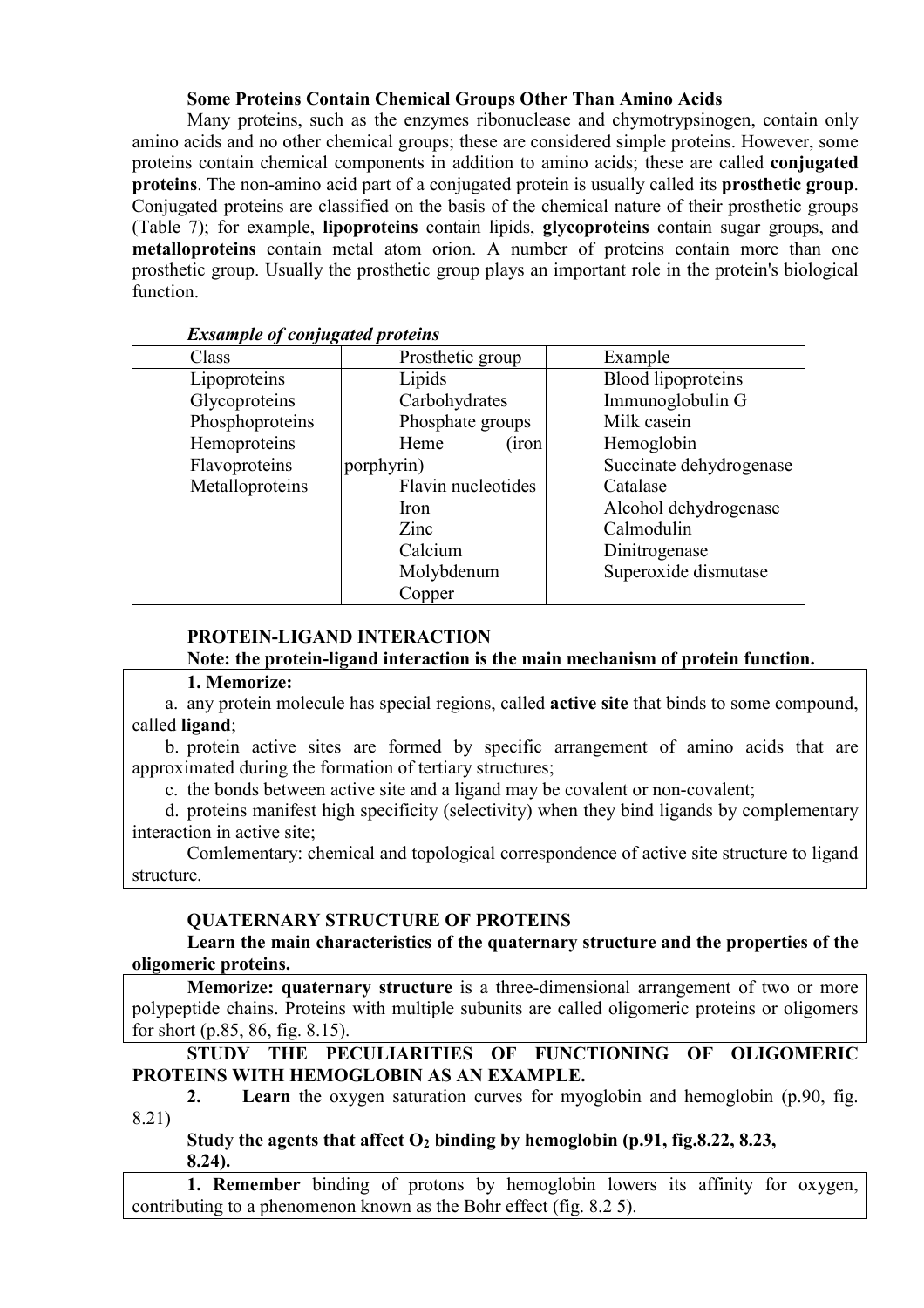**Some Proteins Contain Chemical Groups Other Than Amino Acids**

Many proteins, such as the enzymes ribonuclease and chymotrypsinogen, contain only amino acids and no other chemical groups; these are considered simple proteins. However, some proteins contain chemical components in addition to amino acids; these are called **conjugated proteins**. The non-amino acid part of a conjugated protein is usually called its **prosthetic group**. Conjugated proteins are classified on the basis of the chemical nature of their prosthetic groups (Table 7); for example, **lipoproteins** contain lipids, **glycoproteins** contain sugar groups, and **metalloproteins** contain metal atom orion. A number of proteins contain more than one prosthetic group. Usually the prosthetic group plays an important role in the protein's biological function.

***Exsample of conjugated proteins***

| Class | Prosthetic group | Example |
|---|---|---|
| Lipoproteins | Lipids | Blood lipoproteins |
| Glycoproteins | Carbohydrates | Immunoglobulin G |
| Phosphoproteins | Phosphate groups | Milk casein |
| Hemoproteins | Heme (iron porphyrin) | Hemoglobin |
| Flavoproteins | Flavin nucleotides | Succinate dehydrogenase |
| Metalloproteins | Iron | Catalase |
| | Zinc | Alcohol dehydrogenase |
| | Calcium | Calmodulin |
| | Molybdenum | Dinitrogenase |
| | Copper | Superoxide dismutase |

**PROTEIN-LIGAND INTERACTION**

**Note: the protein-ligand interaction is the main mechanism of protein function.**

**1. Memorize:**

a. any protein molecule has special regions, called **active site** that binds to some compound, called **ligand**;

b. protein active sites are formed by specific arrangement of amino acids that are approximated during the formation of tertiary structures;

c. the bonds between active site and a ligand may be covalent or non-covalent;

d. proteins manifest high specificity (selectivity) when they bind ligands by complementary interaction in active site;

Comlementary: chemical and topological correspondence of active site structure to ligand structure.

**QUATERNARY STRUCTURE OF PROTEINS**

**Learn the main characteristics of the quaternary structure and the properties of the oligomeric proteins.**

**Memorize: quaternary structure** is a three-dimensional arrangement of two or more polypeptide chains. Proteins with multiple subunits are called oligomeric proteins or oligomers for short (p.85, 86, fig. 8.15).

**STUDY THE PECULIARITIES OF FUNCTIONING OF OLIGOMERIC PROTEINS WITH HEMOGLOBIN AS AN EXAMPLE.**

**2. Learn** the oxygen saturation curves for myoglobin and hemoglobin (p.90, fig. 8.21)

**Study the agents that affect $O_2$ binding by hemoglobin (p.91, fig.8.22, 8.23, 8.24).**

**1. Remember** binding of protons by hemoglobin lowers its affinity for oxygen, contributing to a phenomenon known as the Bohr effect (fig. 8.2 5).